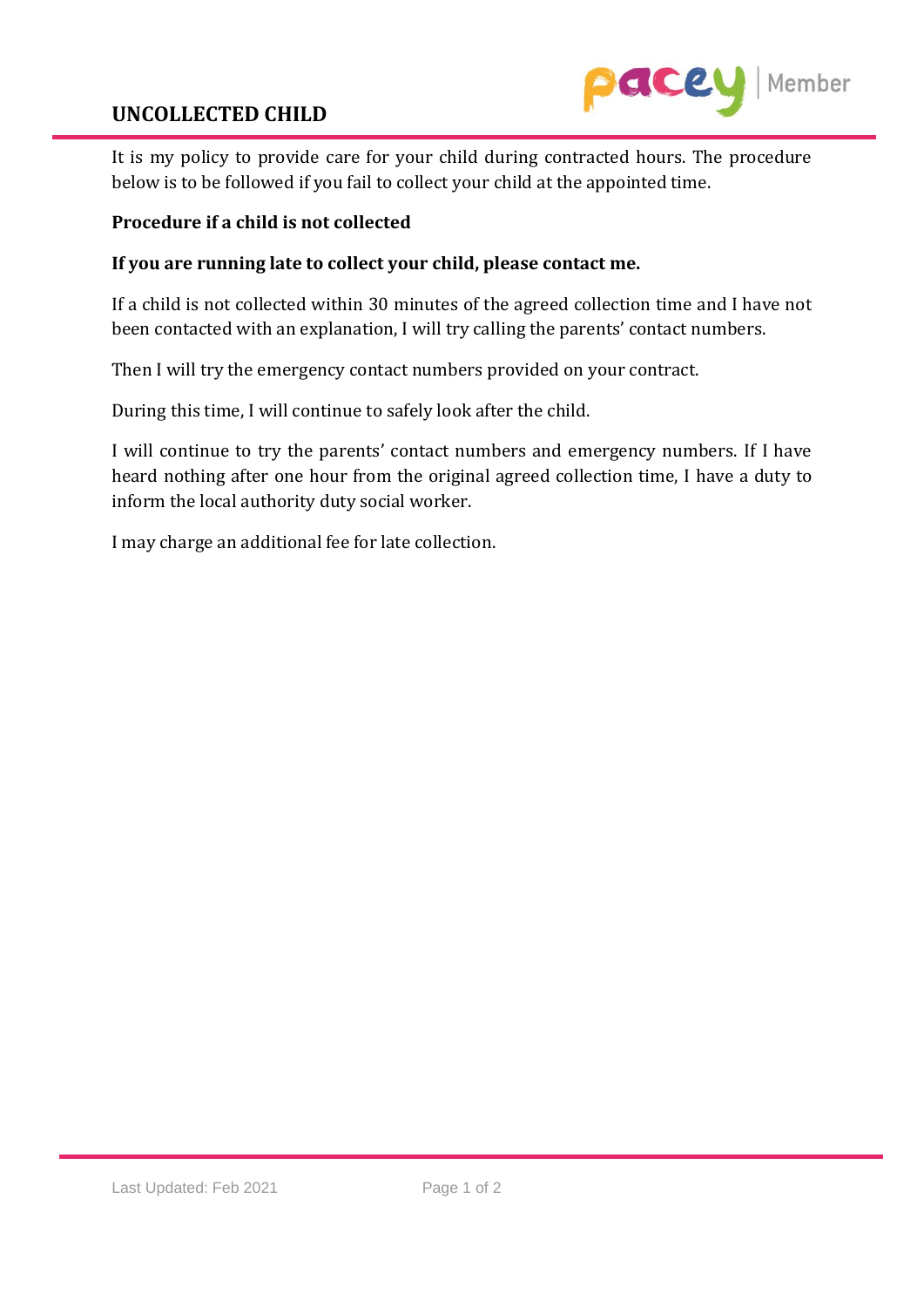# UNCOLLECTED CHILD

It is my policy to provide care for your child during contracted hours. The procedure below is to be followed if you fail to collect your child at the appointed time.

**Procedure if a child is not collected**

**If you are running late to collect your child, please contact me.**

If a child is not collected within 30 minutes of the agreed collection time and I have not been contacted with an explanation, I will try calling the parents' contact numbers.

Then I will try the emergency contact numbers provided on your contract.

During this time, I will continue to safely look after the child.

I will continue to try the parents' contact numbers and emergency numbers. If I have heard nothing after one hour from the original agreed collection time, I have a duty to inform the local authority duty social worker.

I may charge an additional fee for late collection.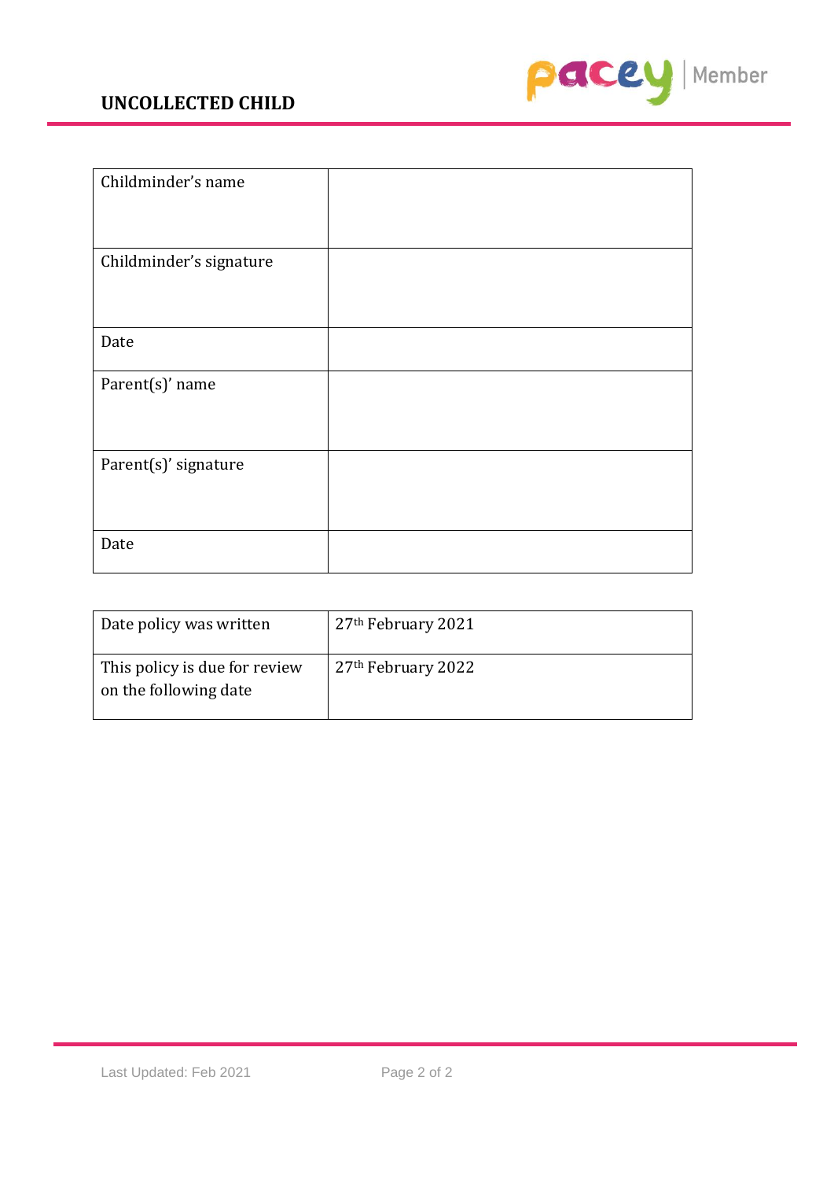# UNCOLLECTED CHILD

| | |
|---|---|
| Childminder’s name | |
| Childminder’s signature | |
| Date | |
| Parent(s)’ name | |
| Parent(s)’ signature | |
| Date | |

| | |
|---|---|
| Date policy was written | 27th February 2021 |
| This policy is due for review on the following date | 27th February 2022 |

Last Updated: Feb 2021